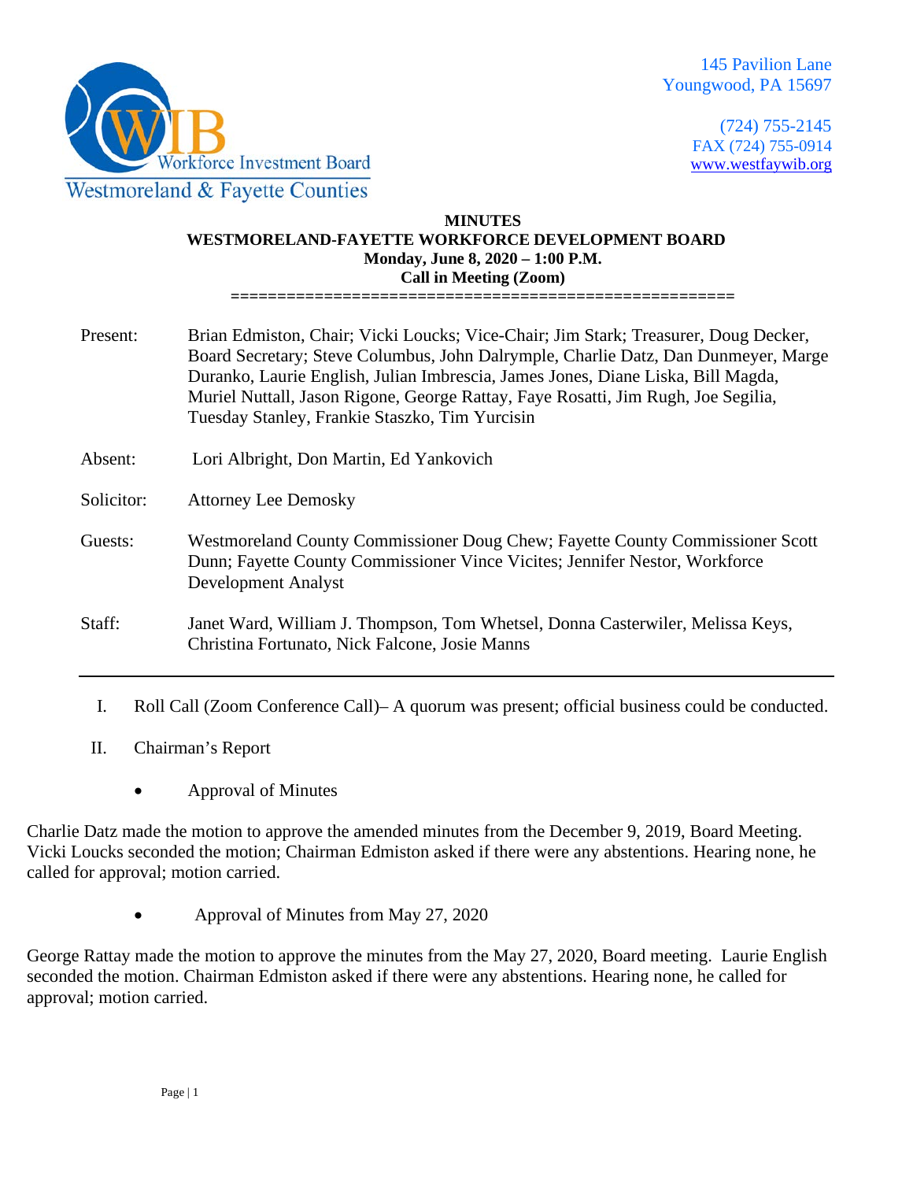Workforce Investment Board
Westmoreland & Fayette Counties

145 Pavilion Lane
Youngwood, PA 15697

(724) 755-2145
FAX (724) 755-0914
www.westfaywib.org

**MINUTES**
**WESTMORELAND-FAYETTE WORKFORCE DEVELOPMENT BOARD**
**Monday, June 8, 2020 – 1:00 P.M.**
**Call in Meeting (Zoom)**

=======================================================

| | |
|---|---|
| Present: | Brian Edmiston, Chair; Vicki Loucks; Vice-Chair; Jim Stark; Treasurer, Doug Decker, Board Secretary; Steve Columbus, John Dalrymple, Charlie Datz, Dan Dunmeyer, Marge Duranko, Laurie English, Julian Imbrescia, James Jones, Diane Liska, Bill Magda, Muriel Nuttall, Jason Rigone, George Rattay, Faye Rosatti, Jim Rugh, Joe Segilia, Tuesday Stanley, Frankie Staszko, Tim Yurcisin |
| Absent: | Lori Albright, Don Martin, Ed Yankovich |
| Solicitor: | Attorney Lee Demosky |
| Guests: | Westmoreland County Commissioner Doug Chew; Fayette County Commissioner Scott Dunn; Fayette County Commissioner Vince Vicites; Jennifer Nestor, Workforce Development Analyst |
| Staff: | Janet Ward, William J. Thompson, Tom Whetsel, Donna Casterwiler, Melissa Keys, Christina Fortunato, Nick Falcone, Josie Manns |

---

I. Roll Call (Zoom Conference Call)– A quorum was present; official business could be conducted.

II. Chairman's Report

- Approval of Minutes

Charlie Datz made the motion to approve the amended minutes from the December 9, 2019, Board Meeting. Vicki Loucks seconded the motion; Chairman Edmiston asked if there were any abstentions. Hearing none, he called for approval; motion carried.

- Approval of Minutes from May 27, 2020

George Rattay made the motion to approve the minutes from the May 27, 2020, Board meeting. Laurie English seconded the motion. Chairman Edmiston asked if there were any abstentions. Hearing none, he called for approval; motion carried.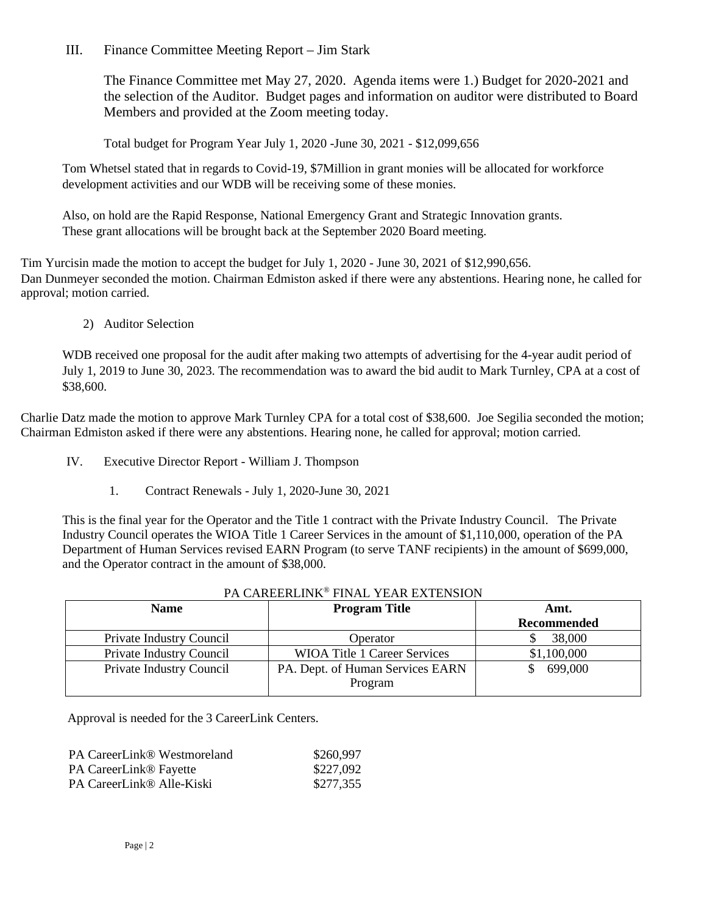## III. Finance Committee Meeting Report – Jim Stark

The Finance Committee met May 27, 2020. Agenda items were 1.) Budget for 2020-2021 and the selection of the Auditor. Budget pages and information on auditor were distributed to Board Members and provided at the Zoom meeting today.

Total budget for Program Year July 1, 2020 -June 30, 2021 - $12,099,656

Tom Whetsel stated that in regards to Covid-19, $7Million in grant monies will be allocated for workforce development activities and our WDB will be receiving some of these monies.

Also, on hold are the Rapid Response, National Emergency Grant and Strategic Innovation grants. These grant allocations will be brought back at the September 2020 Board meeting.

Tim Yurcisin made the motion to accept the budget for July 1, 2020 - June 30, 2021 of $12,990,656. Dan Dunmeyer seconded the motion. Chairman Edmiston asked if there were any abstentions. Hearing none, he called for approval; motion carried.

2) Auditor Selection

WDB received one proposal for the audit after making two attempts of advertising for the 4-year audit period of July 1, 2019 to June 30, 2023. The recommendation was to award the bid audit to Mark Turnley, CPA at a cost of $38,600.

Charlie Datz made the motion to approve Mark Turnley CPA for a total cost of $38,600. Joe Segilia seconded the motion; Chairman Edmiston asked if there were any abstentions. Hearing none, he called for approval; motion carried.

## IV. Executive Director Report - William J. Thompson

1. Contract Renewals - July 1, 2020-June 30, 2021

This is the final year for the Operator and the Title 1 contract with the Private Industry Council. The Private Industry Council operates the WIOA Title 1 Career Services in the amount of $1,110,000, operation of the PA Department of Human Services revised EARN Program (to serve TANF recipients) in the amount of $699,000, and the Operator contract in the amount of $38,000.

PA CAREERLINK® FINAL YEAR EXTENSION

| Name | Program Title | Amt. Recommended |
|---|---|---|
| Private Industry Council | Operator | $ 38,000 |
| Private Industry Council | WIOA Title 1 Career Services | $1,100,000 |
| Private Industry Council | PA. Dept. of Human Services EARN Program | $ 699,000 |

Approval is needed for the 3 CareerLink Centers.

| | |
|---|---|
| PA CareerLink® Westmoreland | $260,997 |
| PA CareerLink® Fayette | $227,092 |
| PA CareerLink® Alle-Kiski | $277,355 |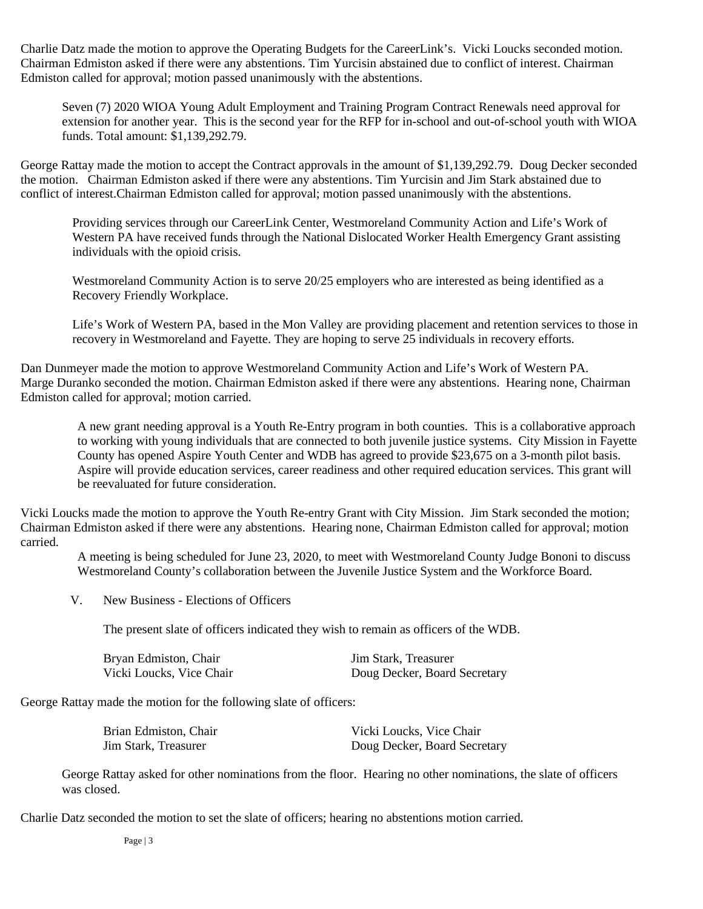Charlie Datz made the motion to approve the Operating Budgets for the CareerLink's. Vicki Loucks seconded motion. Chairman Edmiston asked if there were any abstentions. Tim Yurcisin abstained due to conflict of interest. Chairman Edmiston called for approval; motion passed unanimously with the abstentions.

Seven (7) 2020 WIOA Young Adult Employment and Training Program Contract Renewals need approval for extension for another year. This is the second year for the RFP for in-school and out-of-school youth with WIOA funds. Total amount: $1,139,292.79.

George Rattay made the motion to accept the Contract approvals in the amount of $1,139,292.79. Doug Decker seconded the motion. Chairman Edmiston asked if there were any abstentions. Tim Yurcisin and Jim Stark abstained due to conflict of interest.Chairman Edmiston called for approval; motion passed unanimously with the abstentions.

Providing services through our CareerLink Center, Westmoreland Community Action and Life's Work of Western PA have received funds through the National Dislocated Worker Health Emergency Grant assisting individuals with the opioid crisis.

Westmoreland Community Action is to serve 20/25 employers who are interested as being identified as a Recovery Friendly Workplace.

Life's Work of Western PA, based in the Mon Valley are providing placement and retention services to those in recovery in Westmoreland and Fayette. They are hoping to serve 25 individuals in recovery efforts.

Dan Dunmeyer made the motion to approve Westmoreland Community Action and Life's Work of Western PA. Marge Duranko seconded the motion. Chairman Edmiston asked if there were any abstentions. Hearing none, Chairman Edmiston called for approval; motion carried.

A new grant needing approval is a Youth Re-Entry program in both counties. This is a collaborative approach to working with young individuals that are connected to both juvenile justice systems. City Mission in Fayette County has opened Aspire Youth Center and WDB has agreed to provide $23,675 on a 3-month pilot basis. Aspire will provide education services, career readiness and other required education services. This grant will be reevaluated for future consideration.

Vicki Loucks made the motion to approve the Youth Re-entry Grant with City Mission. Jim Stark seconded the motion; Chairman Edmiston asked if there were any abstentions. Hearing none, Chairman Edmiston called for approval; motion carried.

A meeting is being scheduled for June 23, 2020, to meet with Westmoreland County Judge Bononi to discuss Westmoreland County's collaboration between the Juvenile Justice System and the Workforce Board.

V. New Business - Elections of Officers

The present slate of officers indicated they wish to remain as officers of the WDB.

Bryan Edmiston, Chair
Vicki Loucks, Vice Chair
Jim Stark, Treasurer
Doug Decker, Board Secretary

George Rattay made the motion for the following slate of officers:

Brian Edmiston, Chair
Jim Stark, Treasurer
Vicki Loucks, Vice Chair
Doug Decker, Board Secretary

George Rattay asked for other nominations from the floor. Hearing no other nominations, the slate of officers was closed.

Charlie Datz seconded the motion to set the slate of officers; hearing no abstentions motion carried.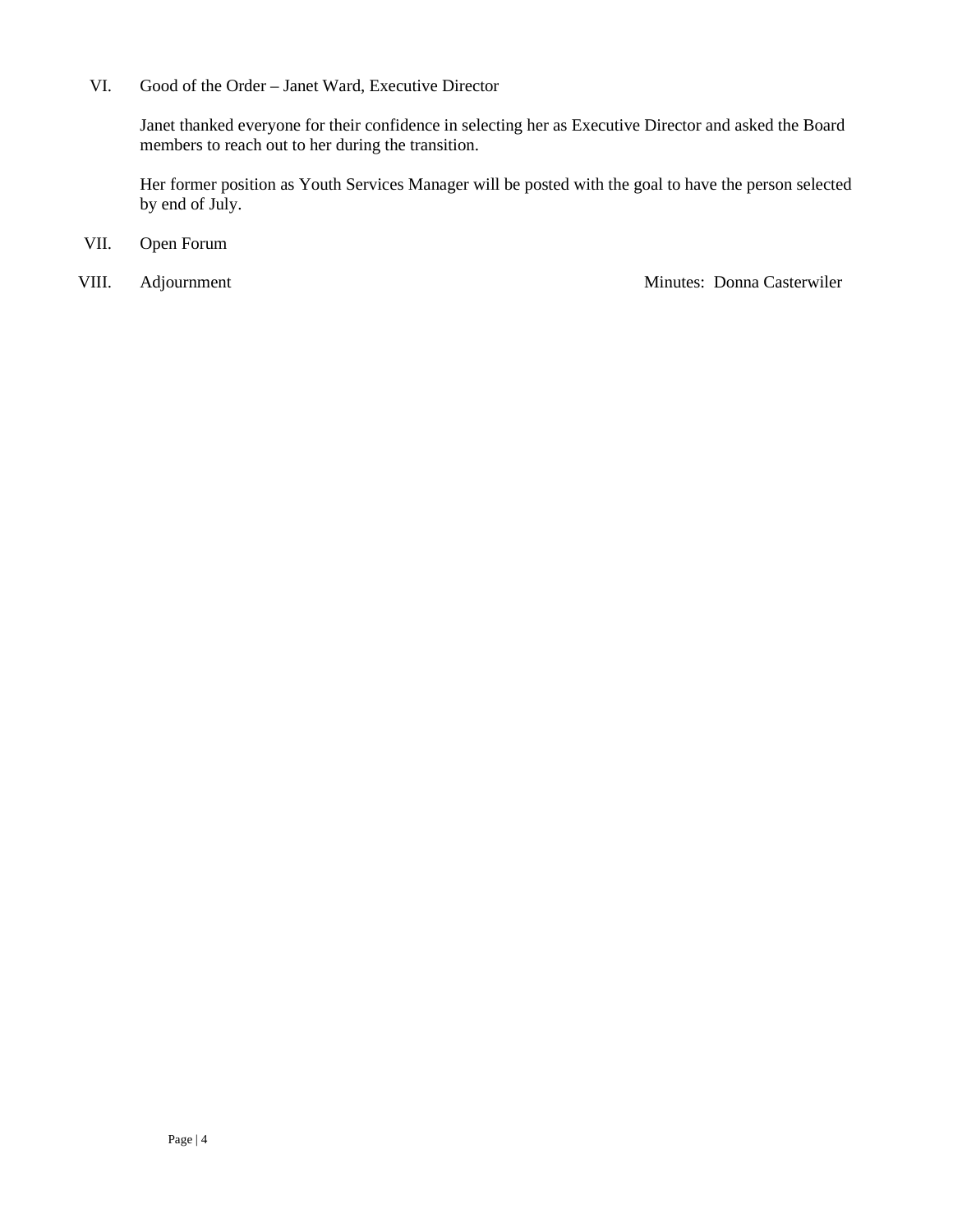VI. Good of the Order – Janet Ward, Executive Director

Janet thanked everyone for their confidence in selecting her as Executive Director and asked the Board members to reach out to her during the transition.

Her former position as Youth Services Manager will be posted with the goal to have the person selected by end of July.

VII. Open Forum

VIII. Adjournment

Minutes: Donna Casterwiler